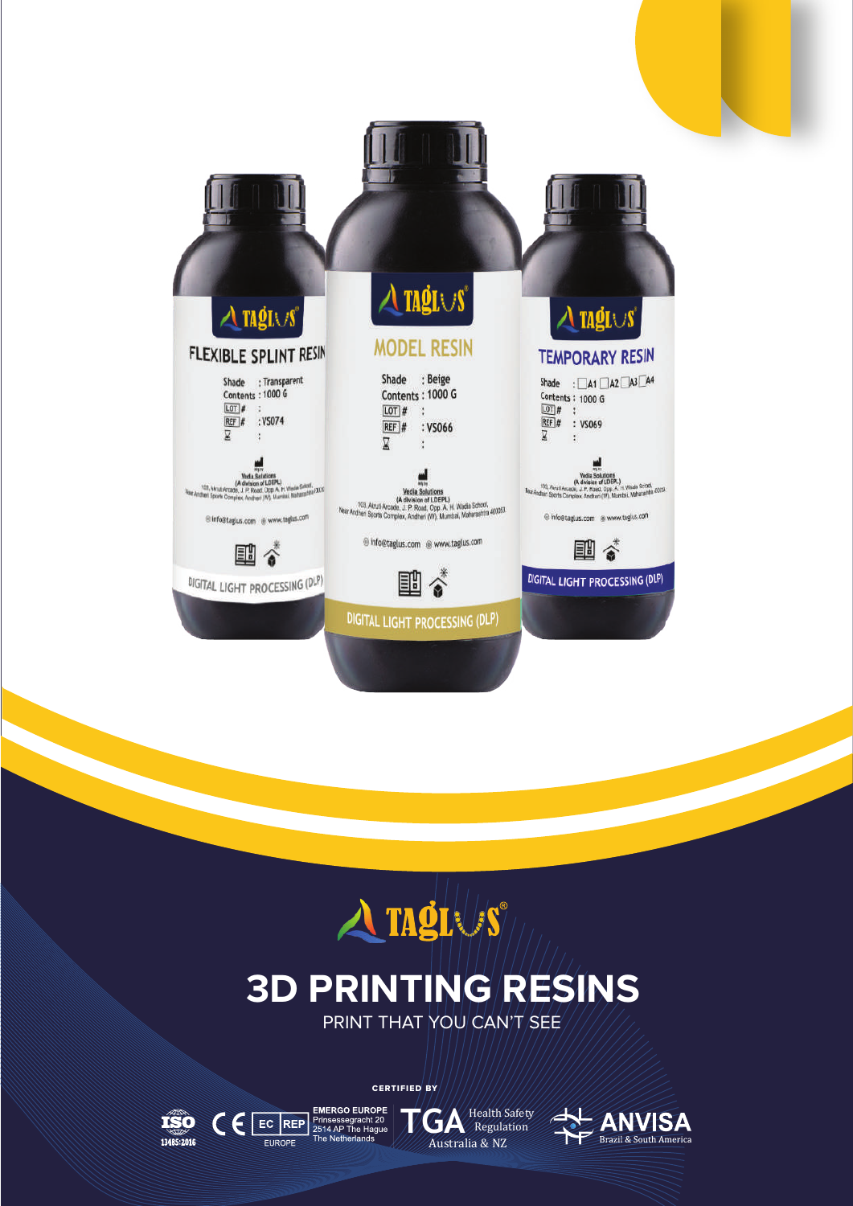# TAGLUS®

## 3D PRINTING RESINS

PRINT THAT YOU CAN'T SEE

CERTIFIED BY

ISO 13485:2016 | CE | EC REP EUROPE — EMERGO EUROPE, Prinsessegracht 20, 2514 AP The Hague, The Netherlands | TGA Health Safety Regulation Australia & NZ | ANVISA Brazil & South America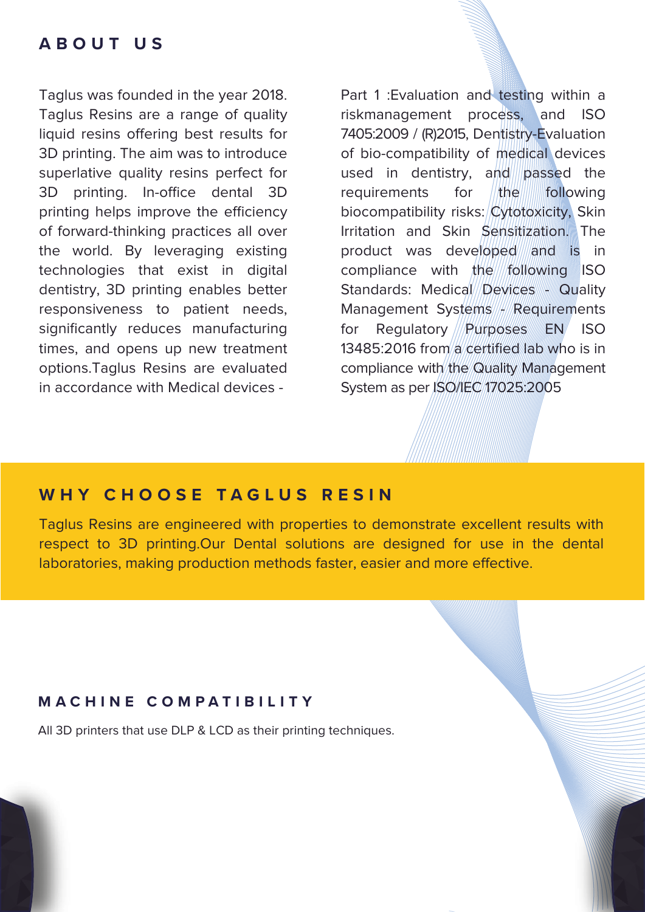## ABOUT US

Taglus was founded in the year 2018. Taglus Resins are a range of quality liquid resins offering best results for 3D printing. The aim was to introduce superlative quality resins perfect for 3D printing. In-office dental 3D printing helps improve the efficiency of forward-thinking practices all over the world. By leveraging existing technologies that exist in digital dentistry, 3D printing enables better responsiveness to patient needs, significantly reduces manufacturing times, and opens up new treatment options.Taglus Resins are evaluated in accordance with Medical devices - Part 1 :Evaluation and testing within a riskmanagement process, and ISO 7405:2009 / (R)2015, Dentistry-Evaluation of bio-compatibility of medical devices used in dentistry, and passed the requirements for the following biocompatibility risks: Cytotoxicity, Skin Irritation and Skin Sensitization. The product was developed and is in compliance with the following ISO Standards: Medical Devices - Quality Management Systems - Requirements for Regulatory Purposes EN ISO 13485:2016 from a certified lab who is in compliance with the Quality Management System as per ISO/IEC 17025:2005

## WHY CHOOSE TAGLUS RESIN

Taglus Resins are engineered with properties to demonstrate excellent results with respect to 3D printing.Our Dental solutions are designed for use in the dental laboratories, making production methods faster, easier and more effective.

## MACHINE COMPATIBILITY

All 3D printers that use DLP & LCD as their printing techniques.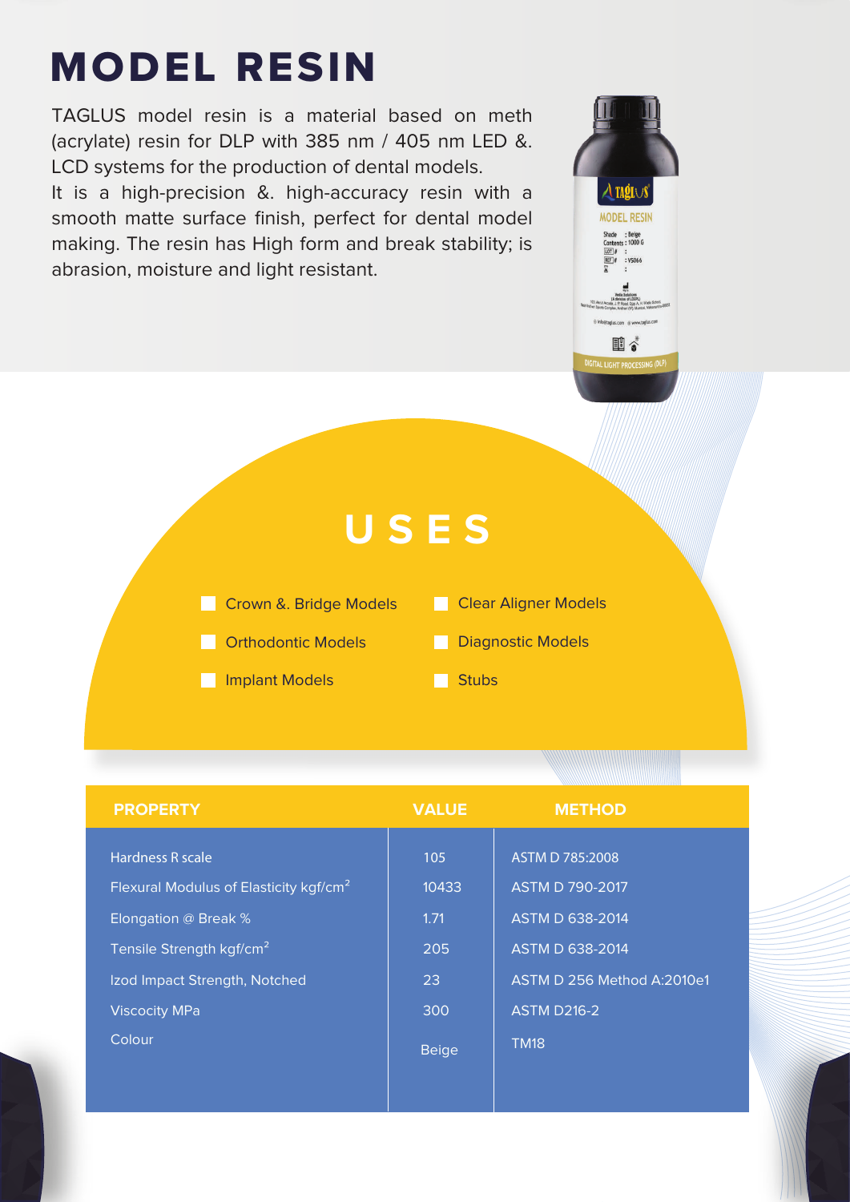# MODEL RESIN

TAGLUS model resin is a material based on meth (acrylate) resin for DLP with 385 nm / 405 nm LED &. LCD systems for the production of dental models.

It is a high-precision &. high-accuracy resin with a smooth matte surface finish, perfect for dental model making. The resin has High form and break stability; is abrasion, moisture and light resistant.

## USES

- Crown &. Bridge Models
- Orthodontic Models
- Implant Models
- Clear Aligner Models
- Diagnostic Models
- Stubs

| PROPERTY | VALUE | METHOD |
|---|---|---|
| Hardness R scale | 105 | ASTM D 785:2008 |
| Flexural Modulus of Elasticity $kgf/cm^2$ | 10433 | ASTM D 790-2017 |
| Elongation @ Break % | 1.71 | ASTM D 638-2014 |
| Tensile Strength $kgf/cm^2$ | 205 | ASTM D 638-2014 |
| Izod Impact Strength, Notched | 23 | ASTM D 256 Method A:2010e1 |
| Viscocity MPa | 300 | ASTM D216-2 |
| Colour | Beige | TM18 |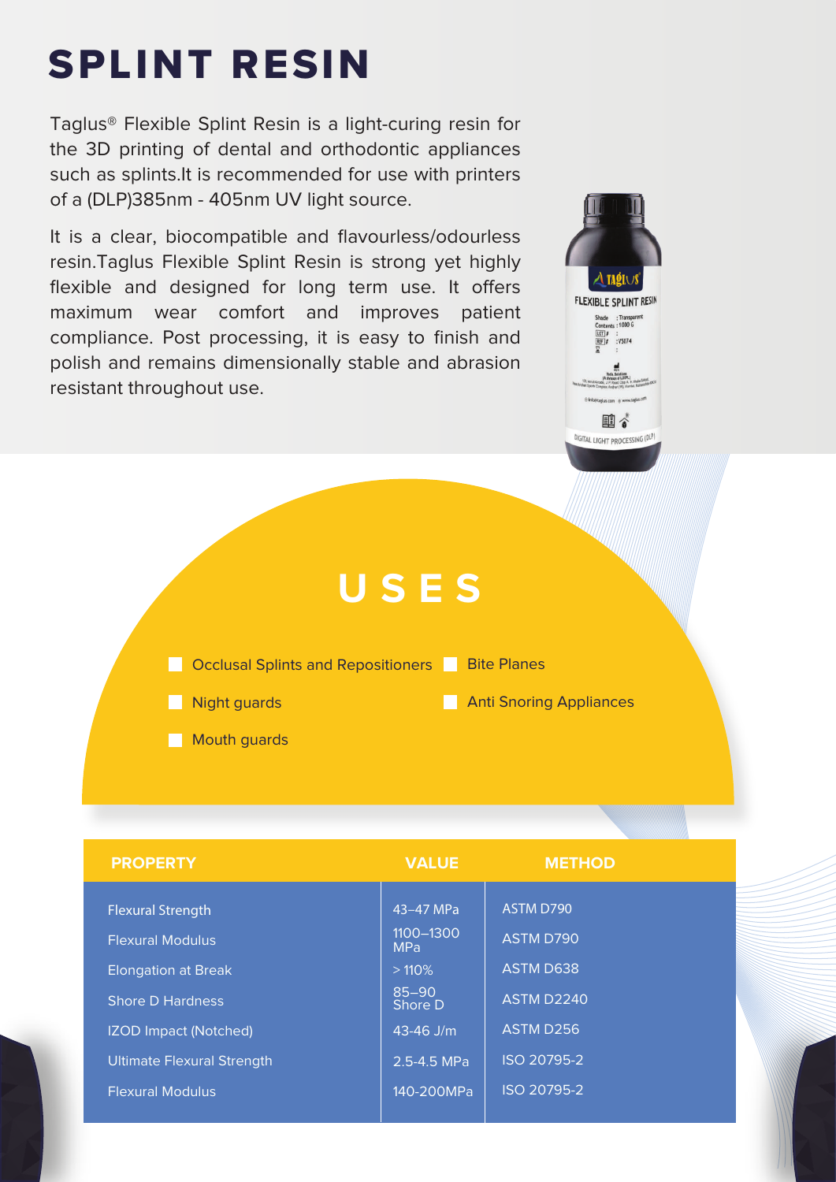# SPLINT RESIN

Taglus® Flexible Splint Resin is a light-curing resin for the 3D printing of dental and orthodontic appliances such as splints.It is recommended for use with printers of a (DLP)385nm - 405nm UV light source.

It is a clear, biocompatible and flavourless/odourless resin.Taglus Flexible Splint Resin is strong yet highly flexible and designed for long term use. It offers maximum wear comfort and improves patient compliance. Post processing, it is easy to finish and polish and remains dimensionally stable and abrasion resistant throughout use.

## USES

- Occlusal Splints and Repositioners
- Night guards
- Mouth guards
- Bite Planes
- Anti Snoring Appliances

| PROPERTY | VALUE | METHOD |
|---|---|---|
| Flexural Strength | 43–47 MPa | ASTM D790 |
| Flexural Modulus | 1100–1300 MPa | ASTM D790 |
| Elongation at Break | > 110% | ASTM D638 |
| Shore D Hardness | 85–90 Shore D | ASTM D2240 |
| IZOD Impact (Notched) | 43-46 J/m | ASTM D256 |
| Ultimate Flexural Strength | 2.5-4.5 MPa | ISO 20795-2 |
| Flexural Modulus | 140-200MPa | ISO 20795-2 |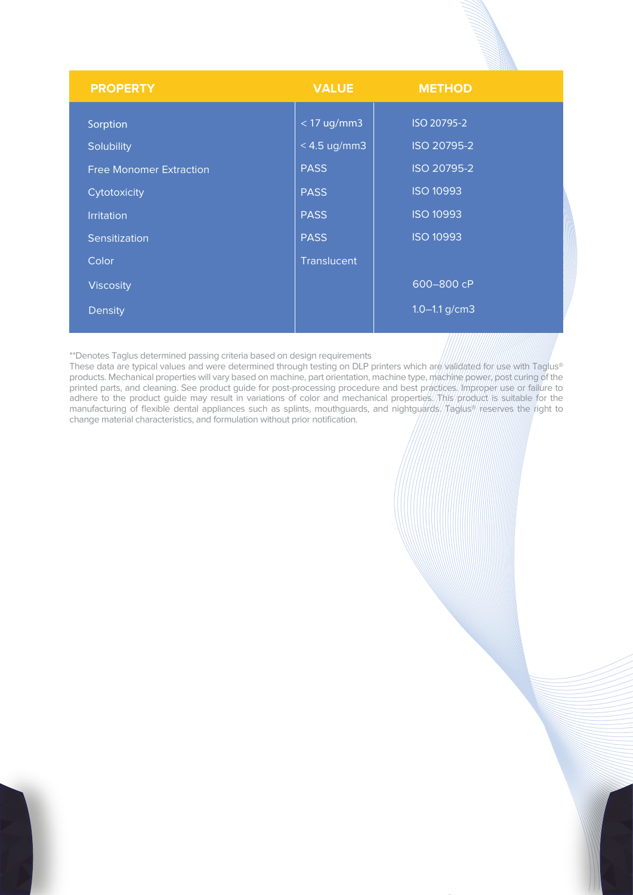| PROPERTY | VALUE | METHOD |
|---|---|---|
| Sorption | < 17 ug/mm3 | ISO 20795-2 |
| Solubility | < 4.5 ug/mm3 | ISO 20795-2 |
| Free Monomer Extraction | PASS | ISO 20795-2 |
| Cytotoxicity | PASS | ISO 10993 |
| Irritation | PASS | ISO 10993 |
| Sensitization | PASS | ISO 10993 |
| Color | Translucent | |
| Viscosity | | 600–800 cP |
| Density | | 1.0–1.1 g/cm3 |

**Denotes Taglus determined passing criteria based on design requirements
These data are typical values and were determined through testing on DLP printers which are validated for use with Taglus® products. Mechanical properties will vary based on machine, part orientation, machine type, machine power, post curing of the printed parts, and cleaning. See product guide for post-processing procedure and best practices. Improper use or failure to adhere to the product guide may result in variations of color and mechanical properties. This product is suitable for the manufacturing of flexible dental appliances such as splints, mouthguards, and nightguards. Taglus® reserves the right to change material characteristics, and formulation without prior notification.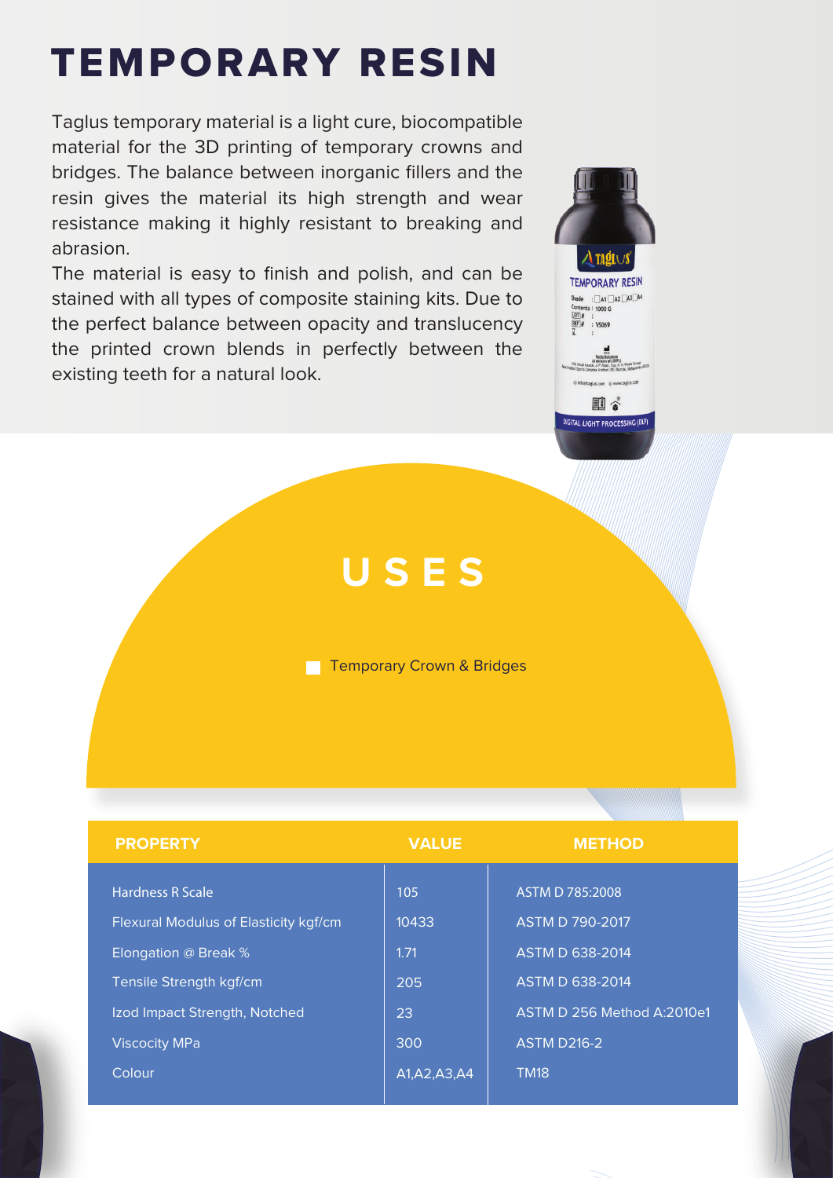# TEMPORARY RESIN

Taglus temporary material is a light cure, biocompatible material for the 3D printing of temporary crowns and bridges. The balance between inorganic fillers and the resin gives the material its high strength and wear resistance making it highly resistant to breaking and abrasion.

The material is easy to finish and polish, and can be stained with all types of composite staining kits. Due to the perfect balance between opacity and translucency the printed crown blends in perfectly between the existing teeth for a natural look.

## USES

- Temporary Crown & Bridges

| PROPERTY | VALUE | METHOD |
|---|---|---|
| Hardness R Scale | 105 | ASTM D 785:2008 |
| Flexural Modulus of Elasticity kgf/cm | 10433 | ASTM D 790-2017 |
| Elongation @ Break % | 1.71 | ASTM D 638-2014 |
| Tensile Strength kgf/cm | 205 | ASTM D 638-2014 |
| Izod Impact Strength, Notched | 23 | ASTM D 256 Method A:2010e1 |
| Viscocity MPa | 300 | ASTM D216-2 |
| Colour | A1,A2,A3,A4 | TM18 |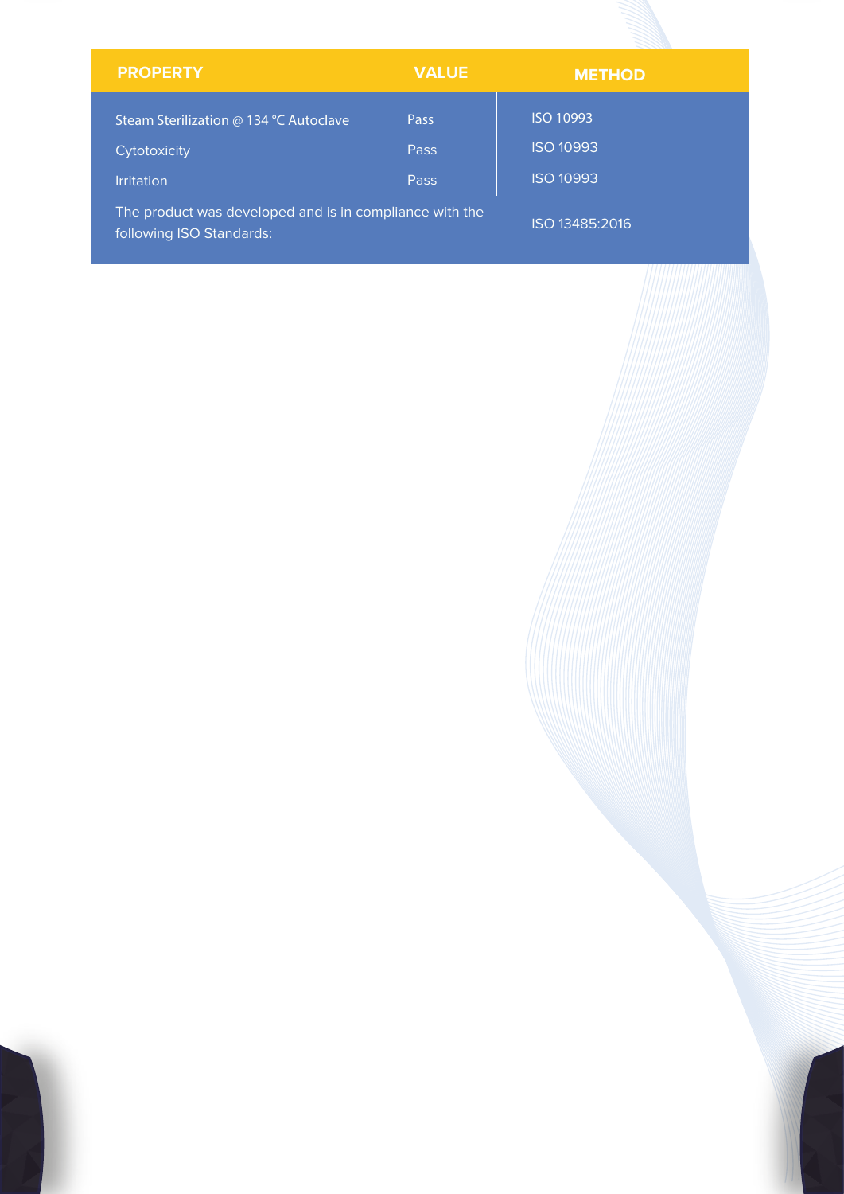| PROPERTY | VALUE | METHOD |
|---|---|---|
| Steam Sterilization @ 134 °C Autoclave | Pass | ISO 10993 |
| Cytotoxicity | Pass | ISO 10993 |
| Irritation | Pass | ISO 10993 |
| The product was developed and is in compliance with the following ISO Standards: | | ISO 13485:2016 |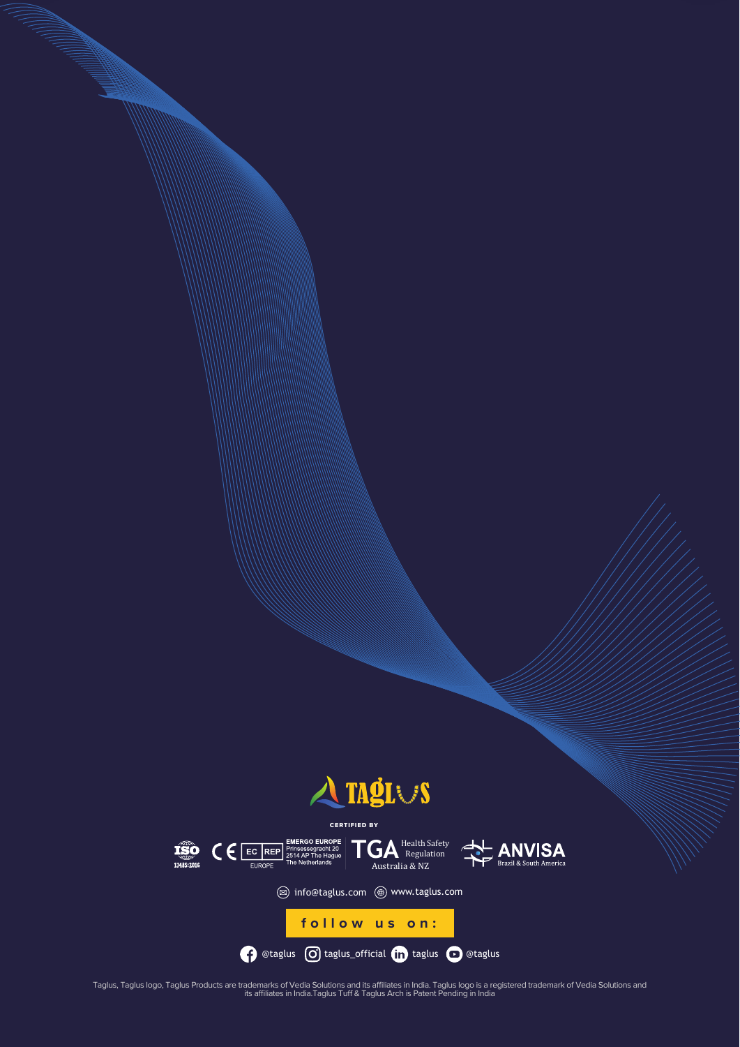TAGLUS

CERTIFIED BY

ISO 13485:2016

CE EC REP EUROPE

EMERGO EUROPE
Prinsessegracht 20
2514 AP The Hague
The Netherlands

TGA Health Safety Regulation
Australia & NZ

ANVISA
Brazil & South America

info@taglus.com www.taglus.com

**follow us on:**

@taglus taglus_official taglus @taglus

Taglus, Taglus logo, Taglus Products are trademarks of Vedia Solutions and its affiliates in India. Taglus logo is a registered trademark of Vedia Solutions and its affiliates in India.Taglus Tuff & Taglus Arch is Patent Pending in India